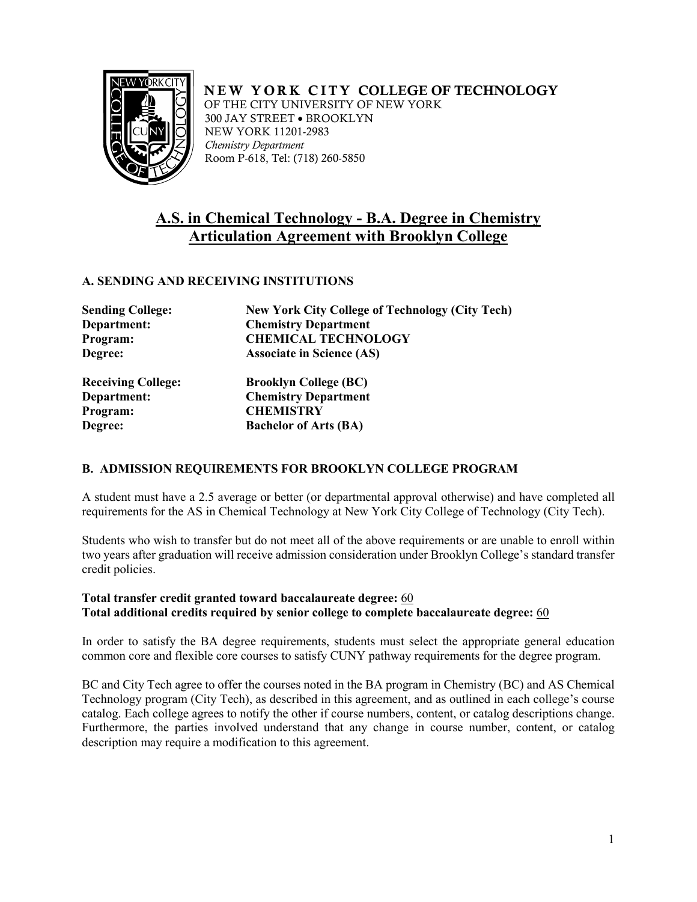**NEW YORK CITY COLLEGE OF TECHNOLOGY**
OF THE CITY UNIVERSITY OF NEW YORK
300 JAY STREET • BROOKLYN
NEW YORK 11201-2983
*Chemistry Department*
Room P-618, Tel: (718) 260-5850

# A.S. in Chemical Technology - B.A. Degree in Chemistry Articulation Agreement with Brooklyn College

### A. SENDING AND RECEIVING INSTITUTIONS

**Sending College:** **New York City College of Technology (City Tech)**
**Department:** **Chemistry Department**
**Program:** **CHEMICAL TECHNOLOGY**
**Degree:** **Associate in Science (AS)**

**Receiving College:** **Brooklyn College (BC)**
**Department:** **Chemistry Department**
**Program:** **CHEMISTRY**
**Degree:** **Bachelor of Arts (BA)**

### B. ADMISSION REQUIREMENTS FOR BROOKLYN COLLEGE PROGRAM

A student must have a 2.5 average or better (or departmental approval otherwise) and have completed all requirements for the AS in Chemical Technology at New York City College of Technology (City Tech).

Students who wish to transfer but do not meet all of the above requirements or are unable to enroll within two years after graduation will receive admission consideration under Brooklyn College's standard transfer credit policies.

**Total transfer credit granted toward baccalaureate degree:** 60
**Total additional credits required by senior college to complete baccalaureate degree:** 60

In order to satisfy the BA degree requirements, students must select the appropriate general education common core and flexible core courses to satisfy CUNY pathway requirements for the degree program.

BC and City Tech agree to offer the courses noted in the BA program in Chemistry (BC) and AS Chemical Technology program (City Tech), as described in this agreement, and as outlined in each college's course catalog. Each college agrees to notify the other if course numbers, content, or catalog descriptions change. Furthermore, the parties involved understand that any change in course number, content, or catalog description may require a modification to this agreement.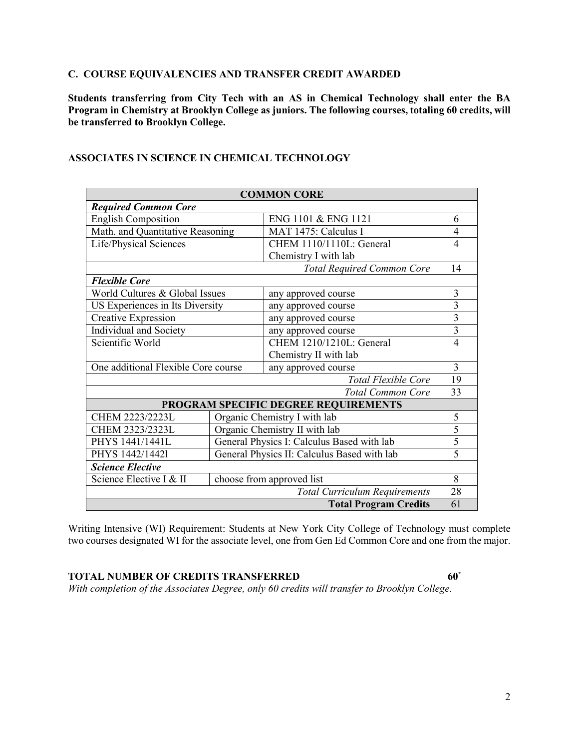### C. COURSE EQUIVALENCIES AND TRANSFER CREDIT AWARDED

**Students transferring from City Tech with an AS in Chemical Technology shall enter the BA Program in Chemistry at Brooklyn College as juniors. The following courses, totaling 60 credits, will be transferred to Brooklyn College.**

### ASSOCIATES IN SCIENCE IN CHEMICAL TECHNOLOGY

| **COMMON CORE** | | |
|---|---|---|
| ***Required Common Core*** | | |
| English Composition | ENG 1101 & ENG 1121 | 6 |
| Math. and Quantitative Reasoning | MAT 1475: Calculus I | 4 |
| Life/Physical Sciences | CHEM 1110/1110L: General Chemistry I with lab | 4 |
| | *Total Required Common Core* | 14 |
| ***Flexible Core*** | | |
| World Cultures & Global Issues | any approved course | 3 |
| US Experiences in Its Diversity | any approved course | 3 |
| Creative Expression | any approved course | 3 |
| Individual and Society | any approved course | 3 |
| Scientific World | CHEM 1210/1210L: General Chemistry II with lab | 4 |
| One additional Flexible Core course | any approved course | 3 |
| | *Total Flexible Core* | 19 |
| | *Total Common Core* | 33 |
| **PROGRAM SPECIFIC DEGREE REQUIREMENTS** | | |
| CHEM 2223/2223L | Organic Chemistry I with lab | 5 |
| CHEM 2323/2323L | Organic Chemistry II with lab | 5 |
| PHYS 1441/1441L | General Physics I: Calculus Based with lab | 5 |
| PHYS 1442/1442l | General Physics II: Calculus Based with lab | 5 |
| ***Science Elective*** | | |
| Science Elective I & II | choose from approved list | 8 |
| | *Total Curriculum Requirements* | 28 |
| | **Total Program Credits** | 61 |

Writing Intensive (WI) Requirement: Students at New York City College of Technology must complete two courses designated WI for the associate level, one from Gen Ed Common Core and one from the major.

**TOTAL NUMBER OF CREDITS TRANSFERRED** **60***

*With completion of the Associates Degree, only 60 credits will transfer to Brooklyn College.*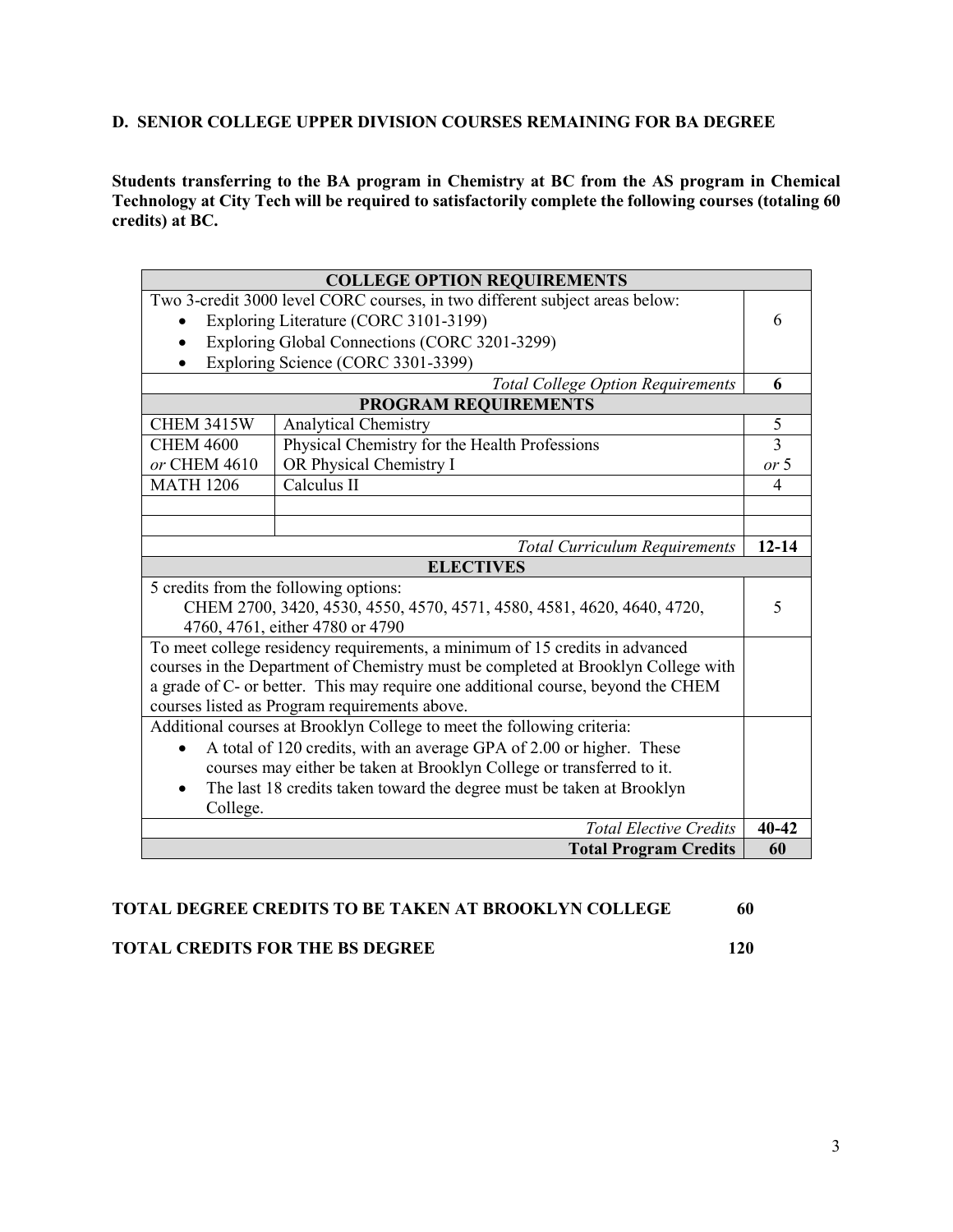**D. SENIOR COLLEGE UPPER DIVISION COURSES REMAINING FOR BA DEGREE**

**Students transferring to the BA program in Chemistry at BC from the AS program in Chemical Technology at City Tech will be required to satisfactorily complete the following courses (totaling 60 credits) at BC.**

| **COLLEGE OPTION REQUIREMENTS** | | |
|---|---|---|
| Two 3-credit 3000 level CORC courses, in two different subject areas below:<br>• Exploring Literature (CORC 3101-3199)<br>• Exploring Global Connections (CORC 3201-3299)<br>• Exploring Science (CORC 3301-3399) | | 6 |
| | *Total College Option Requirements* | **6** |
| **PROGRAM REQUIREMENTS** | | |
| CHEM 3415W | Analytical Chemistry | 5 |
| CHEM 4600<br>*or* CHEM 4610 | Physical Chemistry for the Health Professions<br>OR Physical Chemistry I | 3<br>*or* 5 |
| MATH 1206 | Calculus II | 4 |
| | | |
| | | |
| | *Total Curriculum Requirements* | **12-14** |
| **ELECTIVES** | | |
| 5 credits from the following options:<br>CHEM 2700, 3420, 4530, 4550, 4570, 4571, 4580, 4581, 4620, 4640, 4720, 4760, 4761, either 4780 or 4790 | | 5 |
| To meet college residency requirements, a minimum of 15 credits in advanced courses in the Department of Chemistry must be completed at Brooklyn College with a grade of C- or better. This may require one additional course, beyond the CHEM courses listed as Program requirements above. | | |
| Additional courses at Brooklyn College to meet the following criteria:<br>• A total of 120 credits, with an average GPA of 2.00 or higher. These courses may either be taken at Brooklyn College or transferred to it.<br>• The last 18 credits taken toward the degree must be taken at Brooklyn College. | | |
| | *Total Elective Credits* | **40-42** |
| | **Total Program Credits** | **60** |

**TOTAL DEGREE CREDITS TO BE TAKEN AT BROOKLYN COLLEGE 60**

**TOTAL CREDITS FOR THE BS DEGREE 120**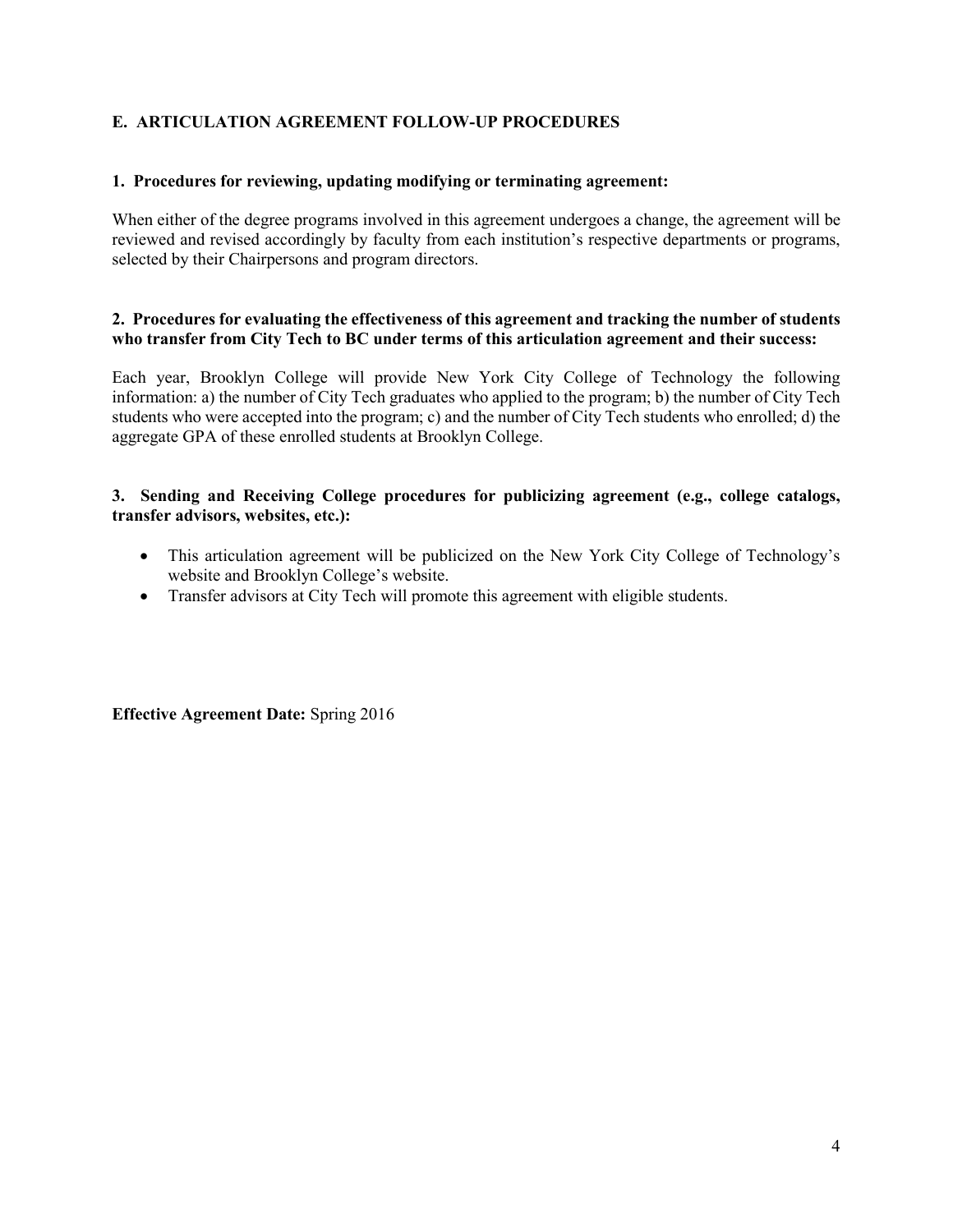## E. ARTICULATION AGREEMENT FOLLOW-UP PROCEDURES

### 1. Procedures for reviewing, updating modifying or terminating agreement:

When either of the degree programs involved in this agreement undergoes a change, the agreement will be reviewed and revised accordingly by faculty from each institution's respective departments or programs, selected by their Chairpersons and program directors.

### 2. Procedures for evaluating the effectiveness of this agreement and tracking the number of students who transfer from City Tech to BC under terms of this articulation agreement and their success:

Each year, Brooklyn College will provide New York City College of Technology the following information: a) the number of City Tech graduates who applied to the program; b) the number of City Tech students who were accepted into the program; c) and the number of City Tech students who enrolled; d) the aggregate GPA of these enrolled students at Brooklyn College.

### 3. Sending and Receiving College procedures for publicizing agreement (e.g., college catalogs, transfer advisors, websites, etc.):

- This articulation agreement will be publicized on the New York City College of Technology's website and Brooklyn College's website.
- Transfer advisors at City Tech will promote this agreement with eligible students.

**Effective Agreement Date:** Spring 2016